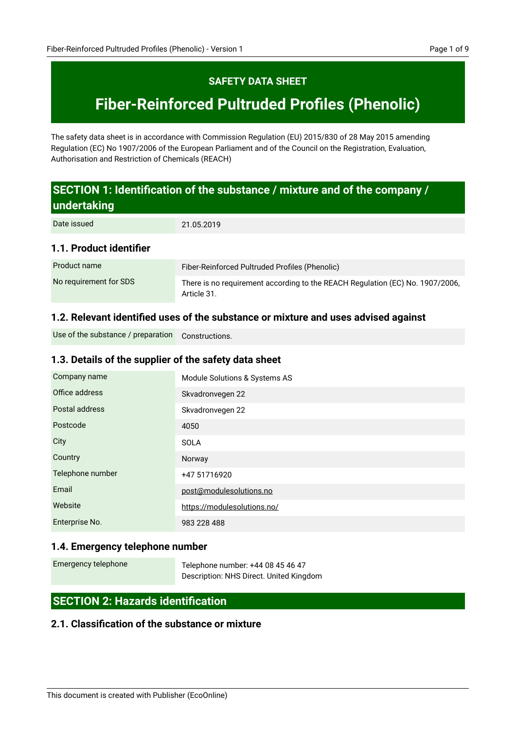# SAFETY DATA SHEET

# Fiber-Reinforced Pultruded Profiles (Phenolic)

The safety data sheet is in accordance with Commission Regulation (EU) 2015/830 of 28 May 2015 amending Regulation (EC) No 1907/2006 of the European Parliament and of the Council on the Registration, Evaluation, Authorisation and Restriction of Chemicals (REACH)

## SECTION 1: Identification of the substance / mixture and of the company / undertaking

| | |
|---|---|
| Date issued | 21.05.2019 |

### 1.1. Product identifier

| | |
|---|---|
| Product name | Fiber-Reinforced Pultruded Profiles (Phenolic) |
| No requirement for SDS | There is no requirement according to the REACH Regulation (EC) No. 1907/2006, Article 31. |

### 1.2. Relevant identified uses of the substance or mixture and uses advised against

| | |
|---|---|
| Use of the substance / preparation | Constructions. |

### 1.3. Details of the supplier of the safety data sheet

| | |
|---|---|
| Company name | Module Solutions & Systems AS |
| Office address | Skvadronvegen 22 |
| Postal address | Skvadronvegen 22 |
| Postcode | 4050 |
| City | SOLA |
| Country | Norway |
| Telephone number | +47 51716920 |
| Email | post@modulesolutions.no |
| Website | https://modulesolutions.no/ |
| Enterprise No. | 983 228 488 |

### 1.4. Emergency telephone number

| | |
|---|---|
| Emergency telephone | Telephone number: +44 08 45 46 47<br>Description: NHS Direct. United Kingdom |

## SECTION 2: Hazards identification

### 2.1. Classification of the substance or mixture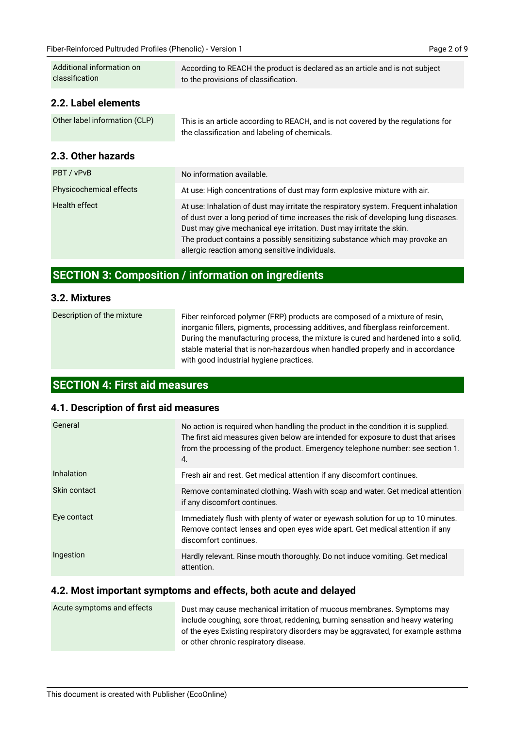| | |
|---|---|
| Additional information on classification | According to REACH the product is declared as an article and is not subject to the provisions of classification. |

### 2.2. Label elements

| | |
|---|---|
| Other label information (CLP) | This is an article according to REACH, and is not covered by the regulations for the classification and labeling of chemicals. |

### 2.3. Other hazards

| | |
|---|---|
| PBT / vPvB | No information available. |
| Physicochemical effects | At use: High concentrations of dust may form explosive mixture with air. |
| Health effect | At use: Inhalation of dust may irritate the respiratory system. Frequent inhalation of dust over a long period of time increases the risk of developing lung diseases. Dust may give mechanical eye irritation. Dust may irritate the skin.<br>The product contains a possibly sensitizing substance which may provoke an allergic reaction among sensitive individuals. |

## SECTION 3: Composition / information on ingredients

### 3.2. Mixtures

| | |
|---|---|
| Description of the mixture | Fiber reinforced polymer (FRP) products are composed of a mixture of resin, inorganic fillers, pigments, processing additives, and fiberglass reinforcement. During the manufacturing process, the mixture is cured and hardened into a solid, stable material that is non-hazardous when handled properly and in accordance with good industrial hygiene practices. |

## SECTION 4: First aid measures

### 4.1. Description of first aid measures

| | |
|---|---|
| General | No action is required when handling the product in the condition it is supplied. The first aid measures given below are intended for exposure to dust that arises from the processing of the product. Emergency telephone number: see section 1. 4. |
| Inhalation | Fresh air and rest. Get medical attention if any discomfort continues. |
| Skin contact | Remove contaminated clothing. Wash with soap and water. Get medical attention if any discomfort continues. |
| Eye contact | Immediately flush with plenty of water or eyewash solution for up to 10 minutes. Remove contact lenses and open eyes wide apart. Get medical attention if any discomfort continues. |
| Ingestion | Hardly relevant. Rinse mouth thoroughly. Do not induce vomiting. Get medical attention. |

### 4.2. Most important symptoms and effects, both acute and delayed

| | |
|---|---|
| Acute symptoms and effects | Dust may cause mechanical irritation of mucous membranes. Symptoms may include coughing, sore throat, reddening, burning sensation and heavy watering of the eyes Existing respiratory disorders may be aggravated, for example asthma or other chronic respiratory disease. |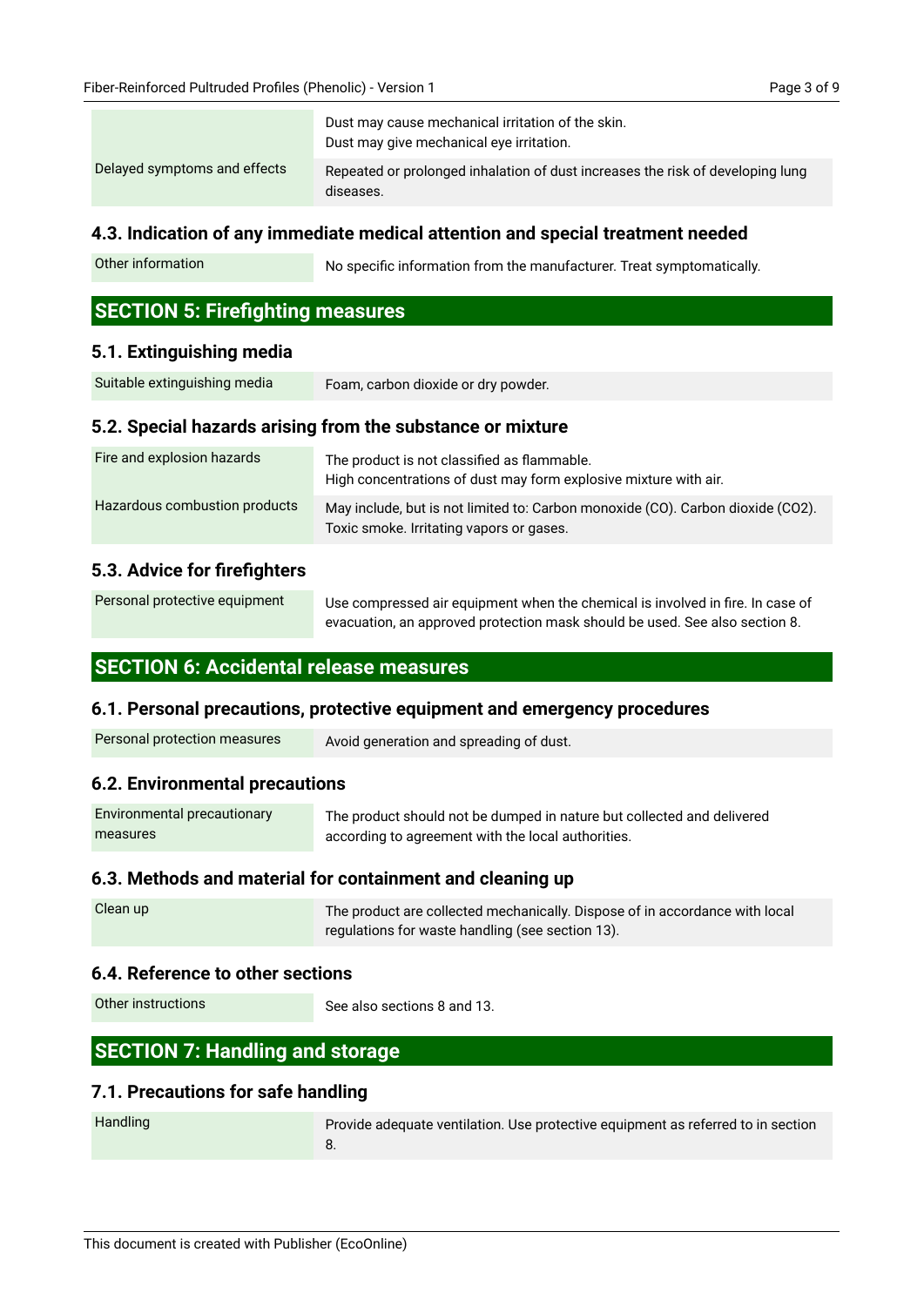| | |
|---|---|
| | Dust may cause mechanical irritation of the skin.<br>Dust may give mechanical eye irritation. |
| Delayed symptoms and effects | Repeated or prolonged inhalation of dust increases the risk of developing lung diseases. |

### 4.3. Indication of any immediate medical attention and special treatment needed

| | |
|---|---|
| Other information | No specific information from the manufacturer. Treat symptomatically. |

## SECTION 5: Firefighting measures

### 5.1. Extinguishing media

| | |
|---|---|
| Suitable extinguishing media | Foam, carbon dioxide or dry powder. |

### 5.2. Special hazards arising from the substance or mixture

| | |
|---|---|
| Fire and explosion hazards | The product is not classified as flammable.<br>High concentrations of dust may form explosive mixture with air. |
| Hazardous combustion products | May include, but is not limited to: Carbon monoxide (CO). Carbon dioxide ($CO_2$). Toxic smoke. Irritating vapors or gases. |

### 5.3. Advice for firefighters

| | |
|---|---|
| Personal protective equipment | Use compressed air equipment when the chemical is involved in fire. In case of evacuation, an approved protection mask should be used. See also section 8. |

## SECTION 6: Accidental release measures

### 6.1. Personal precautions, protective equipment and emergency procedures

| | |
|---|---|
| Personal protection measures | Avoid generation and spreading of dust. |

### 6.2. Environmental precautions

| | |
|---|---|
| Environmental precautionary measures | The product should not be dumped in nature but collected and delivered according to agreement with the local authorities. |

### 6.3. Methods and material for containment and cleaning up

| | |
|---|---|
| Clean up | The product are collected mechanically. Dispose of in accordance with local regulations for waste handling (see section 13). |

### 6.4. Reference to other sections

| | |
|---|---|
| Other instructions | See also sections 8 and 13. |

## SECTION 7: Handling and storage

### 7.1. Precautions for safe handling

| | |
|---|---|
| Handling | Provide adequate ventilation. Use protective equipment as referred to in section 8. |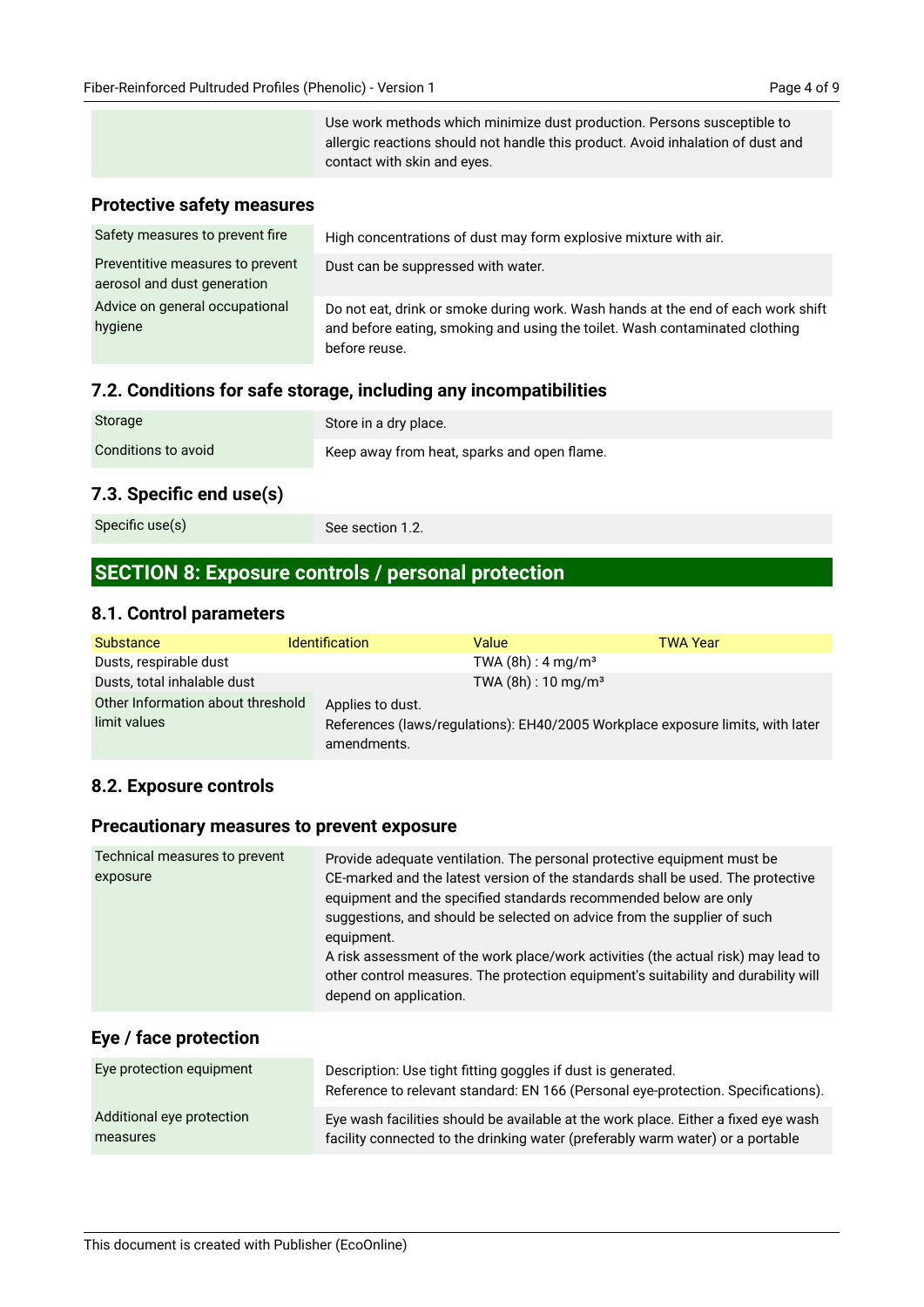| | |
|---|---|
| | Use work methods which minimize dust production. Persons susceptible to allergic reactions should not handle this product. Avoid inhalation of dust and contact with skin and eyes. |

### Protective safety measures

| | |
|---|---|
| Safety measures to prevent fire | High concentrations of dust may form explosive mixture with air. |
| Preventitive measures to prevent aerosol and dust generation | Dust can be suppressed with water. |
| Advice on general occupational hygiene | Do not eat, drink or smoke during work. Wash hands at the end of each work shift and before eating, smoking and using the toilet. Wash contaminated clothing before reuse. |

### 7.2. Conditions for safe storage, including any incompatibilities

| | |
|---|---|
| Storage | Store in a dry place. |
| Conditions to avoid | Keep away from heat, sparks and open flame. |

### 7.3. Specific end use(s)

| | |
|---|---|
| Specific use(s) | See section 1.2. |

## SECTION 8: Exposure controls / personal protection

### 8.1. Control parameters

| Substance | Identification | Value | TWA Year |
|---|---|---|---|
| Dusts, respirable dust | | TWA (8h) : 4 mg/m³ | |
| Dusts, total inhalable dust | | TWA (8h) : 10 mg/m³ | |

| | |
|---|---|
| Other Information about threshold limit values | Applies to dust.<br>References (laws/regulations): EH40/2005 Workplace exposure limits, with later amendments. |

### 8.2. Exposure controls

### Precautionary measures to prevent exposure

| | |
|---|---|
| Technical measures to prevent exposure | Provide adequate ventilation. The personal protective equipment must be CE-marked and the latest version of the standards shall be used. The protective equipment and the specified standards recommended below are only suggestions, and should be selected on advice from the supplier of such equipment.<br>A risk assessment of the work place/work activities (the actual risk) may lead to other control measures. The protection equipment's suitability and durability will depend on application. |

### Eye / face protection

| | |
|---|---|
| Eye protection equipment | Description: Use tight fitting goggles if dust is generated.<br>Reference to relevant standard: EN 166 (Personal eye-protection. Specifications). |
| Additional eye protection measures | Eye wash facilities should be available at the work place. Either a fixed eye wash facility connected to the drinking water (preferably warm water) or a portable |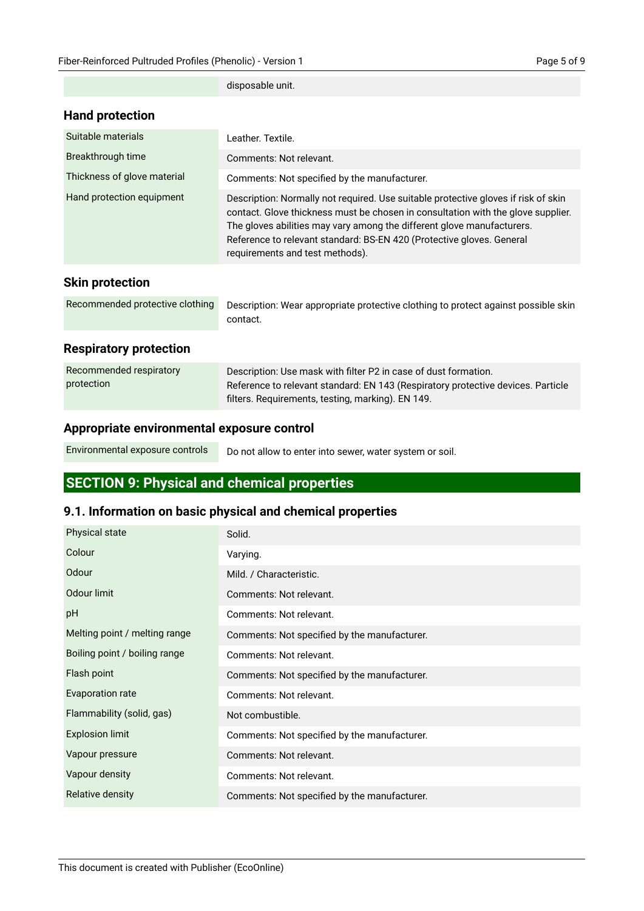| | |
|---|---|
| | disposable unit. |

### Hand protection

| | |
|---|---|
| Suitable materials | Leather. Textile. |
| Breakthrough time | Comments: Not relevant. |
| Thickness of glove material | Comments: Not specified by the manufacturer. |
| Hand protection equipment | Description: Normally not required. Use suitable protective gloves if risk of skin contact. Glove thickness must be chosen in consultation with the glove supplier. The gloves abilities may vary among the different glove manufacturers. Reference to relevant standard: BS-EN 420 (Protective gloves. General requirements and test methods). |

### Skin protection

| | |
|---|---|
| Recommended protective clothing | Description: Wear appropriate protective clothing to protect against possible skin contact. |

### Respiratory protection

| | |
|---|---|
| Recommended respiratory protection | Description: Use mask with filter P2 in case of dust formation. Reference to relevant standard: EN 143 (Respiratory protective devices. Particle filters. Requirements, testing, marking). EN 149. |

### Appropriate environmental exposure control

| | |
|---|---|
| Environmental exposure controls | Do not allow to enter into sewer, water system or soil. |

## SECTION 9: Physical and chemical properties

### 9.1. Information on basic physical and chemical properties

| | |
|---|---|
| Physical state | Solid. |
| Colour | Varying. |
| Odour | Mild. / Characteristic. |
| Odour limit | Comments: Not relevant. |
| pH | Comments: Not relevant. |
| Melting point / melting range | Comments: Not specified by the manufacturer. |
| Boiling point / boiling range | Comments: Not relevant. |
| Flash point | Comments: Not specified by the manufacturer. |
| Evaporation rate | Comments: Not relevant. |
| Flammability (solid, gas) | Not combustible. |
| Explosion limit | Comments: Not specified by the manufacturer. |
| Vapour pressure | Comments: Not relevant. |
| Vapour density | Comments: Not relevant. |
| Relative density | Comments: Not specified by the manufacturer. |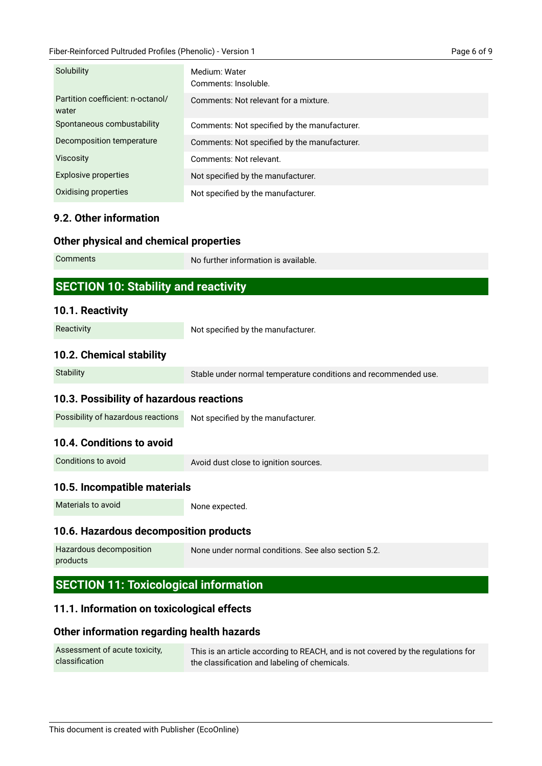| | |
|---|---|
| Solubility | Medium: Water<br>Comments: Insoluble. |
| Partition coefficient: n-octanol/water | Comments: Not relevant for a mixture. |
| Spontaneous combustability | Comments: Not specified by the manufacturer. |
| Decomposition temperature | Comments: Not specified by the manufacturer. |
| Viscosity | Comments: Not relevant. |
| Explosive properties | Not specified by the manufacturer. |
| Oxidising properties | Not specified by the manufacturer. |

### 9.2. Other information

### Other physical and chemical properties

| | |
|---|---|
| Comments | No further information is available. |

## SECTION 10: Stability and reactivity

### 10.1. Reactivity

| | |
|---|---|
| Reactivity | Not specified by the manufacturer. |

### 10.2. Chemical stability

| | |
|---|---|
| Stability | Stable under normal temperature conditions and recommended use. |

### 10.3. Possibility of hazardous reactions

| | |
|---|---|
| Possibility of hazardous reactions | Not specified by the manufacturer. |

### 10.4. Conditions to avoid

| | |
|---|---|
| Conditions to avoid | Avoid dust close to ignition sources. |

### 10.5. Incompatible materials

| | |
|---|---|
| Materials to avoid | None expected. |

### 10.6. Hazardous decomposition products

| | |
|---|---|
| Hazardous decomposition products | None under normal conditions. See also section 5.2. |

## SECTION 11: Toxicological information

### 11.1. Information on toxicological effects

### Other information regarding health hazards

| | |
|---|---|
| Assessment of acute toxicity, classification | This is an article according to REACH, and is not covered by the regulations for the classification and labeling of chemicals. |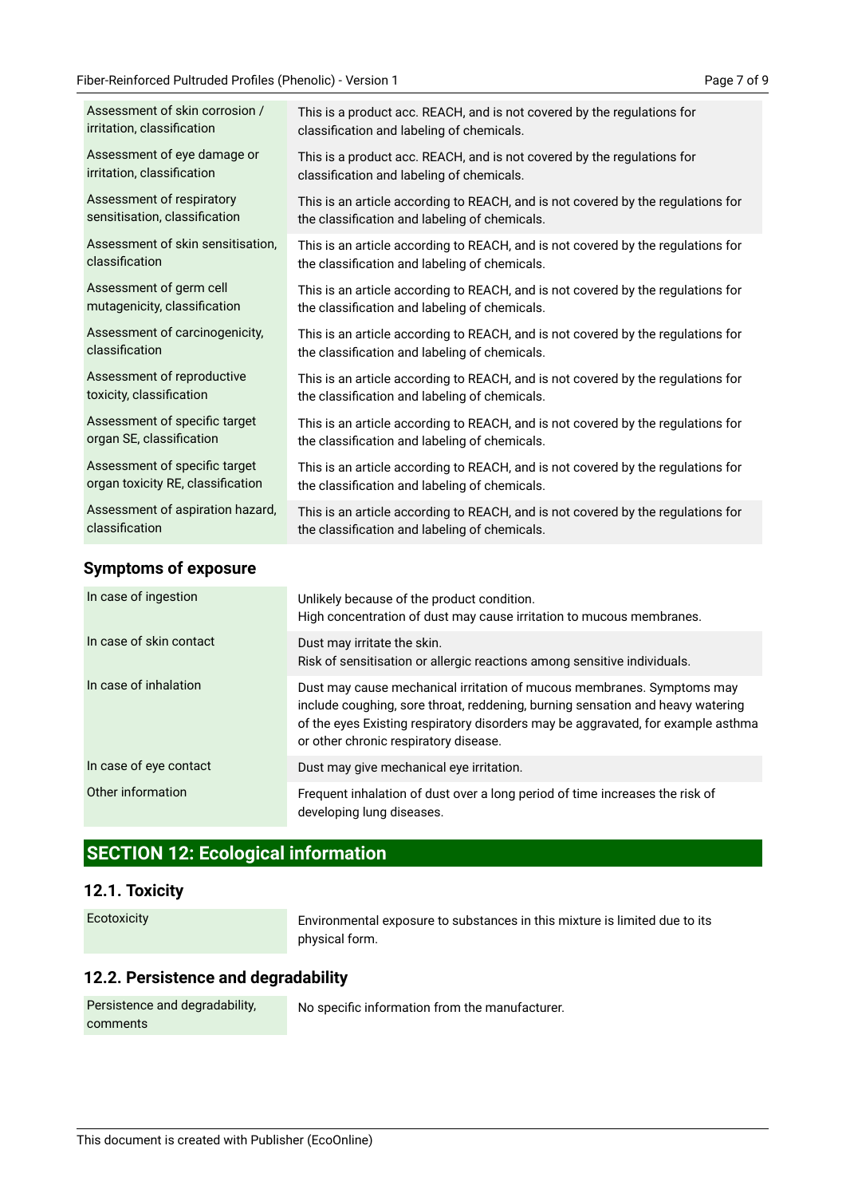| | |
|---|---|
| Assessment of skin corrosion / irritation, classification | This is a product acc. REACH, and is not covered by the regulations for classification and labeling of chemicals. |
| Assessment of eye damage or irritation, classification | This is a product acc. REACH, and is not covered by the regulations for classification and labeling of chemicals. |
| Assessment of respiratory sensitisation, classification | This is an article according to REACH, and is not covered by the regulations for the classification and labeling of chemicals. |
| Assessment of skin sensitisation, classification | This is an article according to REACH, and is not covered by the regulations for the classification and labeling of chemicals. |
| Assessment of germ cell mutagenicity, classification | This is an article according to REACH, and is not covered by the regulations for the classification and labeling of chemicals. |
| Assessment of carcinogenicity, classification | This is an article according to REACH, and is not covered by the regulations for the classification and labeling of chemicals. |
| Assessment of reproductive toxicity, classification | This is an article according to REACH, and is not covered by the regulations for the classification and labeling of chemicals. |
| Assessment of specific target organ SE, classification | This is an article according to REACH, and is not covered by the regulations for the classification and labeling of chemicals. |
| Assessment of specific target organ toxicity RE, classification | This is an article according to REACH, and is not covered by the regulations for the classification and labeling of chemicals. |
| Assessment of aspiration hazard, classification | This is an article according to REACH, and is not covered by the regulations for the classification and labeling of chemicals. |

### Symptoms of exposure

| | |
|---|---|
| In case of ingestion | Unlikely because of the product condition.<br>High concentration of dust may cause irritation to mucous membranes. |
| In case of skin contact | Dust may irritate the skin.<br>Risk of sensitisation or allergic reactions among sensitive individuals. |
| In case of inhalation | Dust may cause mechanical irritation of mucous membranes. Symptoms may include coughing, sore throat, reddening, burning sensation and heavy watering of the eyes Existing respiratory disorders may be aggravated, for example asthma or other chronic respiratory disease. |
| In case of eye contact | Dust may give mechanical eye irritation. |
| Other information | Frequent inhalation of dust over a long period of time increases the risk of developing lung diseases. |

## SECTION 12: Ecological information

### 12.1. Toxicity

| | |
|---|---|
| Ecotoxicity | Environmental exposure to substances in this mixture is limited due to its physical form. |

### 12.2. Persistence and degradability

| | |
|---|---|
| Persistence and degradability, comments | No specific information from the manufacturer. |

This document is created with Publisher (EcoOnline)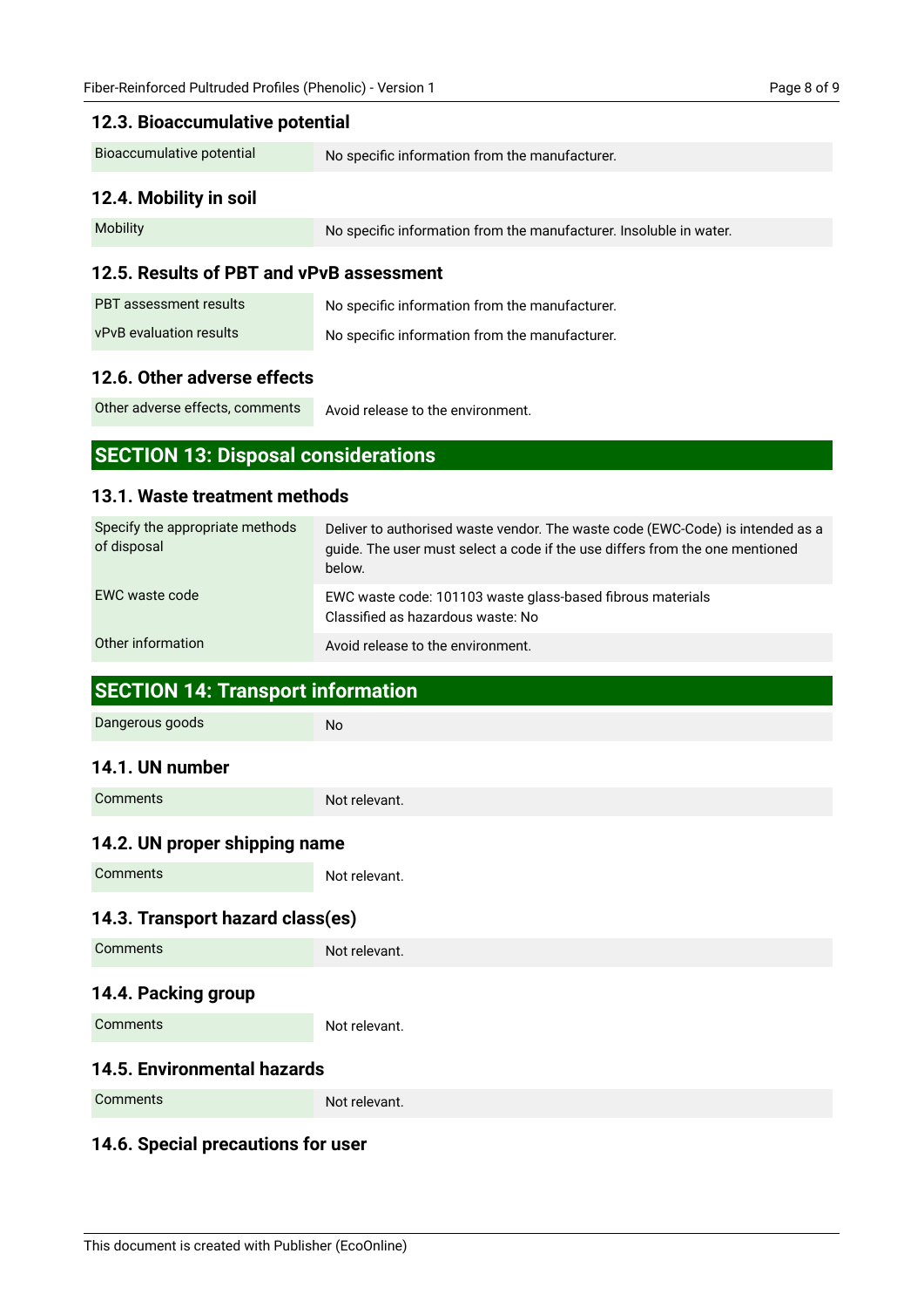### 12.3. Bioaccumulative potential

| | |
|---|---|
| Bioaccumulative potential | No specific information from the manufacturer. |

### 12.4. Mobility in soil

| | |
|---|---|
| Mobility | No specific information from the manufacturer. Insoluble in water. |

### 12.5. Results of PBT and vPvB assessment

| | |
|---|---|
| PBT assessment results | No specific information from the manufacturer. |
| vPvB evaluation results | No specific information from the manufacturer. |

### 12.6. Other adverse effects

| | |
|---|---|
| Other adverse effects, comments | Avoid release to the environment. |

## SECTION 13: Disposal considerations

### 13.1. Waste treatment methods

| | |
|---|---|
| Specify the appropriate methods of disposal | Deliver to authorised waste vendor. The waste code (EWC-Code) is intended as a guide. The user must select a code if the use differs from the one mentioned below. |
| EWC waste code | EWC waste code: 101103 waste glass-based fibrous materials<br>Classified as hazardous waste: No |
| Other information | Avoid release to the environment. |

## SECTION 14: Transport information

| | |
|---|---|
| Dangerous goods | No |

### 14.1. UN number

| | |
|---|---|
| Comments | Not relevant. |

### 14.2. UN proper shipping name

| | |
|---|---|
| Comments | Not relevant. |

### 14.3. Transport hazard class(es)

| | |
|---|---|
| Comments | Not relevant. |

### 14.4. Packing group

| | |
|---|---|
| Comments | Not relevant. |

### 14.5. Environmental hazards

| | |
|---|---|
| Comments | Not relevant. |

### 14.6. Special precautions for user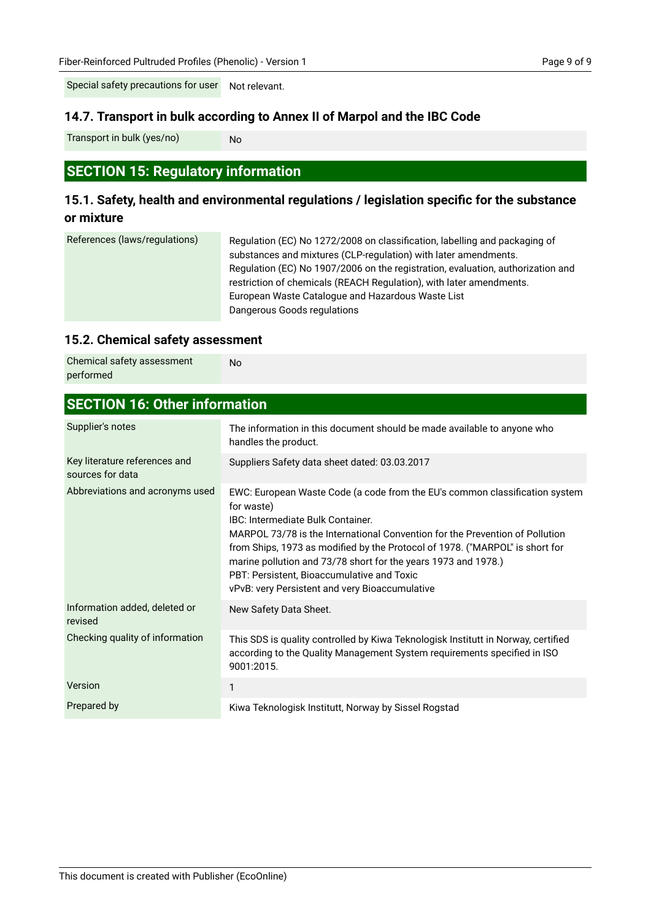| | |
|---|---|
| Special safety precautions for user | Not relevant. |

### 14.7. Transport in bulk according to Annex II of Marpol and the IBC Code

| | |
|---|---|
| Transport in bulk (yes/no) | No |

## SECTION 15: Regulatory information

### 15.1. Safety, health and environmental regulations / legislation specific for the substance or mixture

| | |
|---|---|
| References (laws/regulations) | Regulation (EC) No 1272/2008 on classification, labelling and packaging of substances and mixtures (CLP-regulation) with later amendments.<br>Regulation (EC) No 1907/2006 on the registration, evaluation, authorization and restriction of chemicals (REACH Regulation), with later amendments.<br>European Waste Catalogue and Hazardous Waste List<br>Dangerous Goods regulations |

### 15.2. Chemical safety assessment

| | |
|---|---|
| Chemical safety assessment performed | No |

## SECTION 16: Other information

| | |
|---|---|
| Supplier's notes | The information in this document should be made available to anyone who handles the product. |
| Key literature references and sources for data | Suppliers Safety data sheet dated: 03.03.2017 |
| Abbreviations and acronyms used | EWC: European Waste Code (a code from the EU's common classification system for waste)<br>IBC: Intermediate Bulk Container.<br>MARPOL 73/78 is the International Convention for the Prevention of Pollution from Ships, 1973 as modified by the Protocol of 1978. ("MARPOL" is short for marine pollution and 73/78 short for the years 1973 and 1978.)<br>PBT: Persistent, Bioaccumulative and Toxic<br>vPvB: very Persistent and very Bioaccumulative |
| Information added, deleted or revised | New Safety Data Sheet. |
| Checking quality of information | This SDS is quality controlled by Kiwa Teknologisk Institutt in Norway, certified according to the Quality Management System requirements specified in ISO 9001:2015. |
| Version | 1 |
| Prepared by | Kiwa Teknologisk Institutt, Norway by Sissel Rogstad |

This document is created with Publisher (EcoOnline)